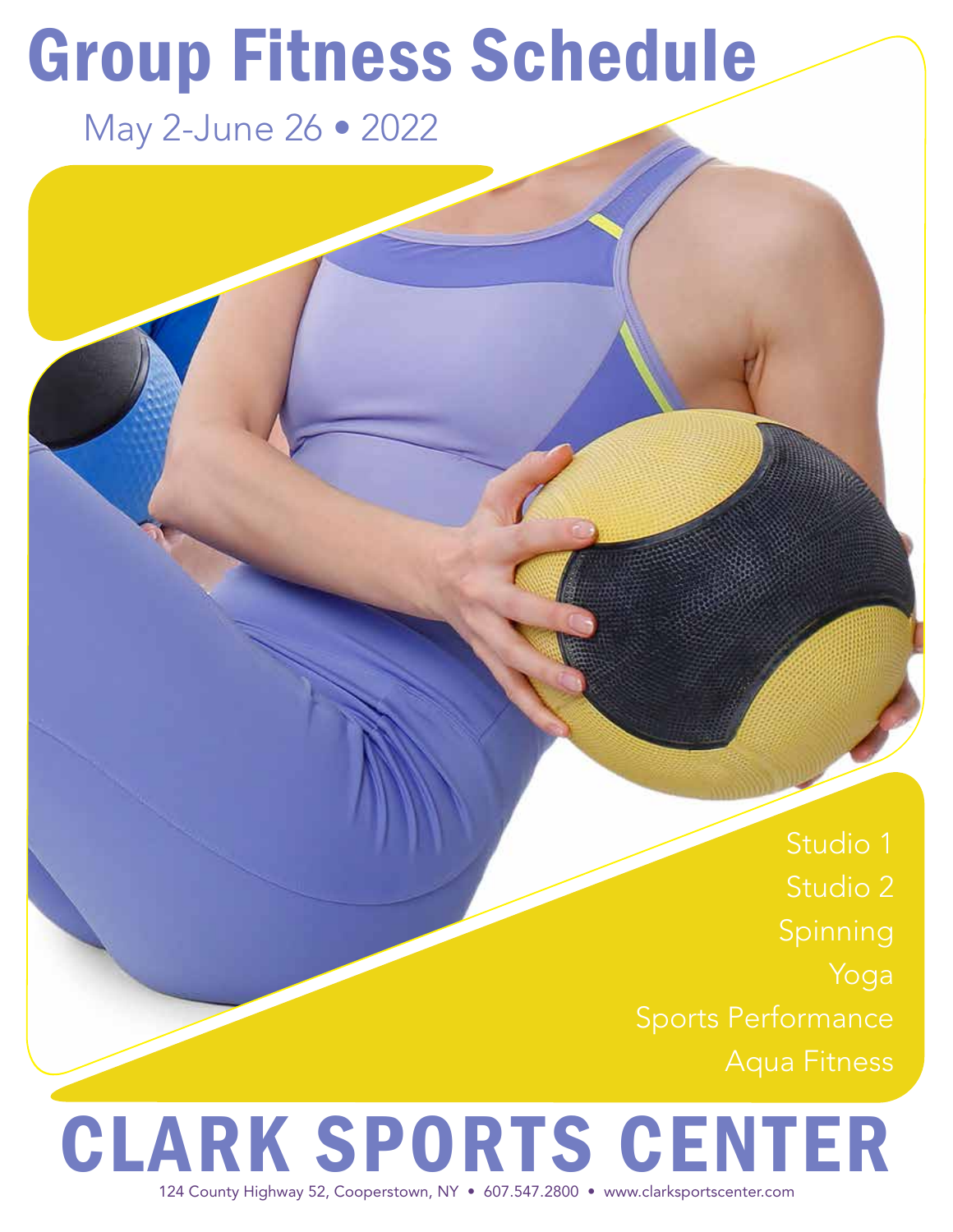# Group Fitness Schedule

May 2-June 26 • 2022

Studio 1
Studio 2
Spinning
Yoga
Sports Performance
Aqua Fitness

# CLARK SPORTS CENTER

124 County Highway 52, Cooperstown, NY • 607.547.2800 • www.clarksportscenter.com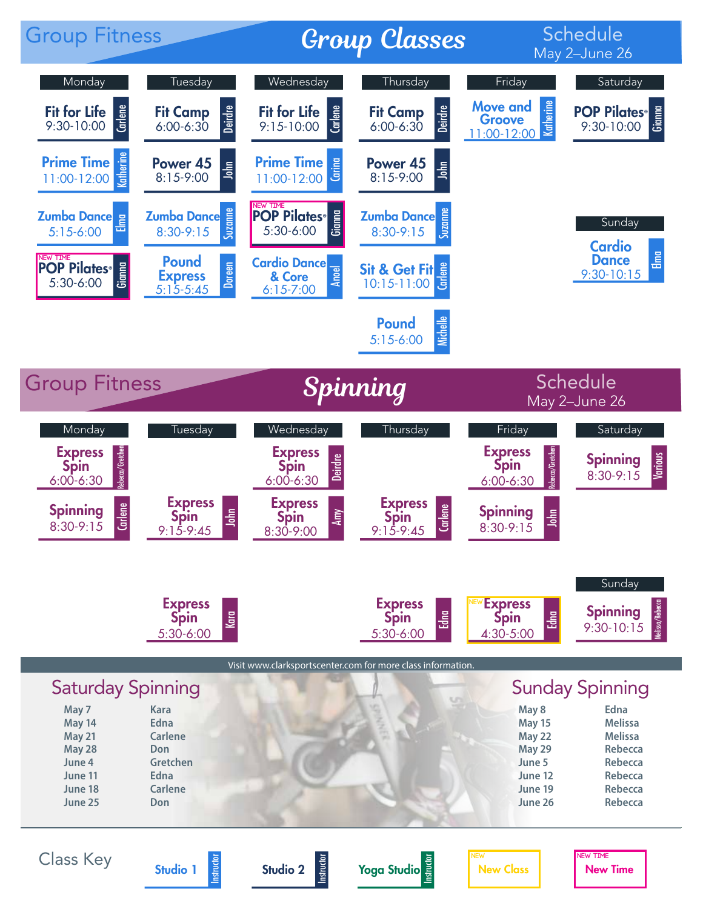# Group Fitness — Group Classes Schedule

May 2–June 26

| Monday | Tuesday | Wednesday | Thursday | Friday | Saturday |
|---|---|---|---|---|---|
| Fit for Life 9:30-10:00 (Carlene) | Fit Camp 6:00-6:30 (Deirdre) | Fit for Life 9:15-10:00 (Carlene) | Fit Camp 6:00-6:30 (Deirdre) | Move and Groove 11:00-12:00 (Katherine) | POP Pilates® 9:30-10:00 (Gianna) |
| Prime Time 11:00-12:00 (Katherine) | Power 45 8:15-9:00 (John) | Prime Time 11:00-12:00 (Carina) | Power 45 8:15-9:00 (John) | | |
| Zumba Dance 5:15-6:00 (Elma) | Zumba Dance 8:30-9:15 (Suzanne) | NEW TIME POP Pilates® 5:30-6:00 (Gianna) | Zumba Dance 8:30-9:15 (Suzanne) | | **Sunday** |
| NEW TIME POP Pilates® 5:30-6:00 (Gianna) | Pound Express 5:15-5:45 (Doreen) | Cardio Dance & Core 6:15-7:00 (Anoel) | Sit & Get Fit 10:15-11:00 (Carlene) | | Cardio Dance 9:30-10:15 (Elma) |
| | | | Pound 5:15-6:00 (Michelle) | | |

# Group Fitness — Spinning Schedule

May 2–June 26

| Monday | Tuesday | Wednesday | Thursday | Friday | Saturday |
|---|---|---|---|---|---|
| Express Spin 6:00-6:30 (Rebecca/Gretchen) | | Express Spin 6:00-6:30 (Deirdre) | | Express Spin 6:00-6:30 (Rebecca/Gretchen) | Spinning 8:30-9:15 (Various) |
| Spinning 8:30-9:15 (Carlene) | Express Spin 9:15-9:45 (John) | Express Spin 8:30-9:00 (Amy) | Express Spin 9:15-9:45 (Carlene) | Spinning 8:30-9:15 (John) | |
| | | | | | **Sunday** |
| | Express Spin 5:30-6:00 (Kara) | | Express Spin 5:30-6:00 (Edna) | NEW Express Spin 4:30-5:00 (Edna) | Spinning 9:30-10:15 (Melissa/Rebecca) |

Visit www.clarksportscenter.com for more class information.

## Saturday Spinning

| Date | Instructor |
|---|---|
| May 7 | Kara |
| May 14 | Edna |
| May 21 | Carlene |
| May 28 | Don |
| June 4 | Gretchen |
| June 11 | Edna |
| June 18 | Carlene |
| June 25 | Don |

## Sunday Spinning

| Date | Instructor |
|---|---|
| May 8 | Edna |
| May 15 | Melissa |
| May 22 | Melissa |
| May 29 | Rebecca |
| June 5 | Rebecca |
| June 12 | Rebecca |
| June 19 | Rebecca |
| June 26 | Rebecca |

## Class Key

- Studio 1 (Instructor)
- Studio 2 (Instructor)
- Yoga Studio (Instructor)
- NEW: New Class
- NEW TIME: New Time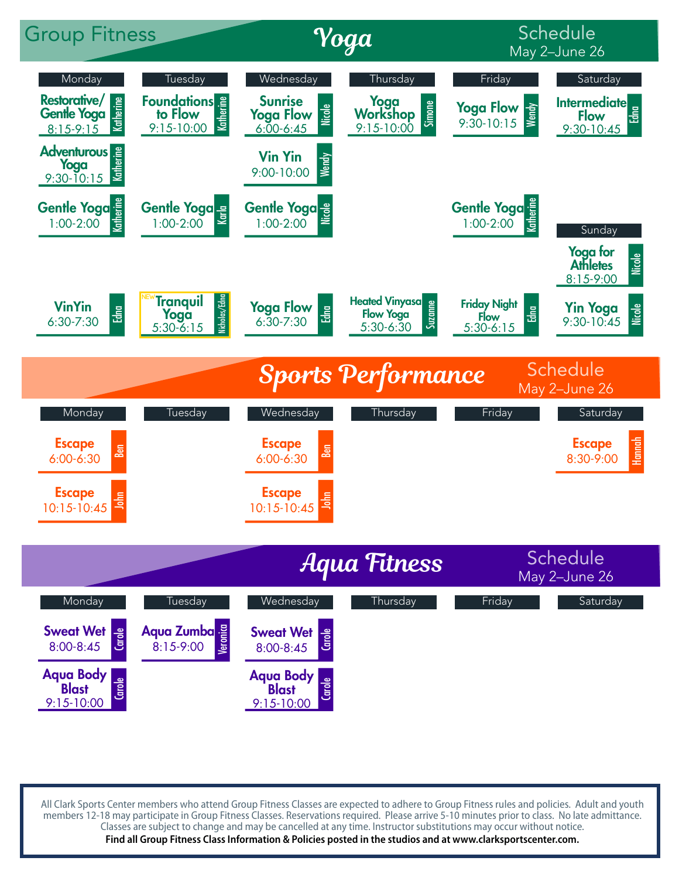# Group Fitness Yoga Schedule

May 2–June 26

| Monday | Tuesday | Wednesday | Thursday | Friday | Saturday |
|---|---|---|---|---|---|
| **Restorative/ Gentle Yoga** 8:15-9:15 (Katherine) | **Foundations to Flow** 9:15-10:00 (Katherine) | **Sunrise Yoga Flow** 6:00-6:45 (Nicole) | **Yoga Workshop** 9:15-10:00 (Simone) | **Yoga Flow** 9:30-10:15 (Wendy) | **Intermediate Flow** 9:30-10:45 (Edna) |
| **Adventurous Yoga** 9:30-10:15 (Katherine) | | **Vin Yin** 9:00-10:00 (Wendy) | | | |
| **Gentle Yoga** 1:00-2:00 (Katherine) | **Gentle Yoga** 1:00-2:00 (Karla) | **Gentle Yoga** 1:00-2:00 (Nicole) | | **Gentle Yoga** 1:00-2:00 (Katherine) | |
| **VinYin** 6:30-7:30 (Edna) | NEW **Tranquil Yoga** 5:30-6:15 (Nicholas/Edna) | **Yoga Flow** 6:30-7:30 (Edna) | **Heated Vinyasa Flow Yoga** 5:30-6:30 (Suzanne) | **Friday Night Flow** 5:30-6:15 (Edna) | |

| Sunday |
|---|
| **Yoga for Athletes** 8:15-9:00 (Nicole) |
| **Yin Yoga** 9:30-10:45 (Nicole) |

# Sports Performance Schedule

May 2–June 26

| Monday | Tuesday | Wednesday | Thursday | Friday | Saturday |
|---|---|---|---|---|---|
| **Escape** 6:00-6:30 (Ben) | | **Escape** 6:00-6:30 (Ben) | | | **Escape** 8:30-9:00 (Hannah) |
| **Escape** 10:15-10:45 (John) | | **Escape** 10:15-10:45 (John) | | | |

# Aqua Fitness Schedule

May 2–June 26

| Monday | Tuesday | Wednesday | Thursday | Friday | Saturday |
|---|---|---|---|---|---|
| **Sweat Wet** 8:00-8:45 (Carole) | **Aqua Zumba** 8:15-9:00 (Veronica) | **Sweat Wet** 8:00-8:45 (Carole) | | | |
| **Aqua Body Blast** 9:15-10:00 (Carole) | | **Aqua Body Blast** 9:15-10:00 (Carole) | | | |

All Clark Sports Center members who attend Group Fitness Classes are expected to adhere to Group Fitness rules and policies. Adult and youth members 12-18 may participate in Group Fitness Classes. Reservations required. Please arrive 5-10 minutes prior to class. No late admittance. Classes are subject to change and may be cancelled at any time. Instructor substitutions may occur without notice.

**Find all Group Fitness Class Information & Policies posted in the studios and at www.clarksportscenter.com.**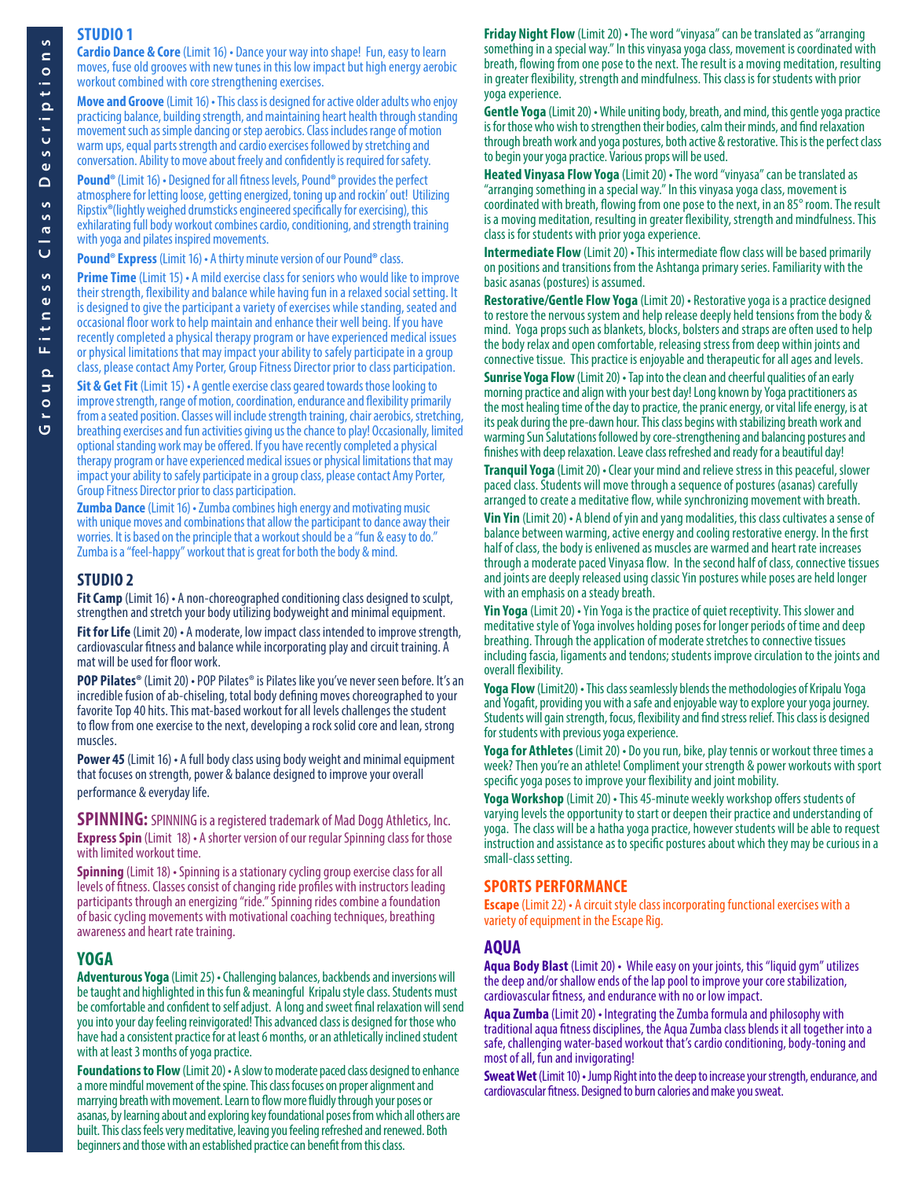# Group Fitness Class Descriptions

## STUDIO 1

**Cardio Dance & Core** (Limit 16) • Dance your way into shape! Fun, easy to learn moves, fuse old grooves with new tunes in this low impact but high energy aerobic workout combined with core strengthening exercises.

**Move and Groove** (Limit 16) • This class is designed for active older adults who enjoy practicing balance, building strength, and maintaining heart health through standing movement such as simple dancing or step aerobics. Class includes range of motion warm ups, equal parts strength and cardio exercises followed by stretching and conversation. Ability to move about freely and confidently is required for safety.

**Pound®** (Limit 16) • Designed for all fitness levels, Pound® provides the perfect atmosphere for letting loose, getting energized, toning up and rockin' out! Utilizing Ripstix®(lightly weighed drumsticks engineered specifically for exercising), this exhilarating full body workout combines cardio, conditioning, and strength training with yoga and pilates inspired movements.

**Pound® Express** (Limit 16) • A thirty minute version of our Pound® class.

**Prime Time** (Limit 15) • A mild exercise class for seniors who would like to improve their strength, flexibility and balance while having fun in a relaxed social setting. It is designed to give the participant a variety of exercises while standing, seated and occasional floor work to help maintain and enhance their well being. If you have recently completed a physical therapy program or have experienced medical issues or physical limitations that may impact your ability to safely participate in a group class, please contact Amy Porter, Group Fitness Director prior to class participation.

**Sit & Get Fit** (Limit 15) • A gentle exercise class geared towards those looking to improve strength, range of motion, coordination, endurance and flexibility primarily from a seated position. Classes will include strength training, chair aerobics, stretching, breathing exercises and fun activities giving us the chance to play! Occasionally, limited optional standing work may be offered. If you have recently completed a physical therapy program or have experienced medical issues or physical limitations that may impact your ability to safely participate in a group class, please contact Amy Porter, Group Fitness Director prior to class participation.

**Zumba Dance** (Limit 16) • Zumba combines high energy and motivating music with unique moves and combinations that allow the participant to dance away their worries. It is based on the principle that a workout should be a "fun & easy to do." Zumba is a "feel-happy" workout that is great for both the body & mind.

## STUDIO 2

**Fit Camp** (Limit 16) • A non-choreographed conditioning class designed to sculpt, strengthen and stretch your body utilizing bodyweight and minimal equipment.

**Fit for Life** (Limit 20) • A moderate, low impact class intended to improve strength, cardiovascular fitness and balance while incorporating play and circuit training. A mat will be used for floor work.

**POP Pilates®** (Limit 20) • POP Pilates® is Pilates like you've never seen before. It's an incredible fusion of ab-chiseling, total body defining moves choreographed to your favorite Top 40 hits. This mat-based workout for all levels challenges the student to flow from one exercise to the next, developing a rock solid core and lean, strong muscles.

**Power 45** (Limit 16) • A full body class using body weight and minimal equipment that focuses on strength, power & balance designed to improve your overall performance & everyday life.

## SPINNING: SPINNING is a registered trademark of Mad Dogg Athletics, Inc.

**Express Spin** (Limit 18) • A shorter version of our regular Spinning class for those with limited workout time.

**Spinning** (Limit 18) • Spinning is a stationary cycling group exercise class for all levels of fitness. Classes consist of changing ride profiles with instructors leading participants through an energizing "ride." Spinning rides combine a foundation of basic cycling movements with motivational coaching techniques, breathing awareness and heart rate training.

## YOGA

**Adventurous Yoga** (Limit 25) • Challenging balances, backbends and inversions will be taught and highlighted in this fun & meaningful Kripalu style class. Students must be comfortable and confident to self adjust. A long and sweet final relaxation will send you into your day feeling reinvigorated! This advanced class is designed for those who have had a consistent practice for at least 6 months, or an athletically inclined student with at least 3 months of yoga practice.

**Foundations to Flow** (Limit 20) • A slow to moderate paced class designed to enhance a more mindful movement of the spine. This class focuses on proper alignment and marrying breath with movement. Learn to flow more fluidly through your poses or asanas, by learning about and exploring key foundational poses from which all others are built. This class feels very meditative, leaving you feeling refreshed and renewed. Both beginners and those with an established practice can benefit from this class.

**Friday Night Flow** (Limit 20) • The word "vinyasa" can be translated as "arranging something in a special way." In this vinyasa yoga class, movement is coordinated with breath, flowing from one pose to the next. The result is a moving meditation, resulting in greater flexibility, strength and mindfulness. This class is for students with prior yoga experience.

**Gentle Yoga** (Limit 20) • While uniting body, breath, and mind, this gentle yoga practice is for those who wish to strengthen their bodies, calm their minds, and find relaxation through breath work and yoga postures, both active & restorative. This is the perfect class to begin your yoga practice. Various props will be used.

**Heated Vinyasa Flow Yoga** (Limit 20) • The word "vinyasa" can be translated as "arranging something in a special way." In this vinyasa yoga class, movement is coordinated with breath, flowing from one pose to the next, in an 85° room. The result is a moving meditation, resulting in greater flexibility, strength and mindfulness. This class is for students with prior yoga experience.

**Intermediate Flow** (Limit 20) • This intermediate flow class will be based primarily on positions and transitions from the Ashtanga primary series. Familiarity with the basic asanas (postures) is assumed.

**Restorative/Gentle Flow Yoga** (Limit 20) • Restorative yoga is a practice designed to restore the nervous system and help release deeply held tensions from the body & mind. Yoga props such as blankets, blocks, bolsters and straps are often used to help the body relax and open comfortable, releasing stress from deep within joints and connective tissue. This practice is enjoyable and therapeutic for all ages and levels.

**Sunrise Yoga Flow** (Limit 20) • Tap into the clean and cheerful qualities of an early morning practice and align with your best day! Long known by Yoga practitioners as the most healing time of the day to practice, the pranic energy, or vital life energy, is at its peak during the pre-dawn hour. This class begins with stabilizing breath work and warming Sun Salutations followed by core-strengthening and balancing postures and finishes with deep relaxation. Leave class refreshed and ready for a beautiful day!

**Tranquil Yoga** (Limit 20) • Clear your mind and relieve stress in this peaceful, slower paced class. Students will move through a sequence of postures (asanas) carefully arranged to create a meditative flow, while synchronizing movement with breath.

**Vin Yin** (Limit 20) • A blend of yin and yang modalities, this class cultivates a sense of balance between warming, active energy and cooling restorative energy. In the first half of class, the body is enlivened as muscles are warmed and heart rate increases through a moderate paced Vinyasa flow. In the second half of class, connective tissues and joints are deeply released using classic Yin postures while poses are held longer with an emphasis on a steady breath.

**Yin Yoga** (Limit 20) • Yin Yoga is the practice of quiet receptivity. This slower and meditative style of Yoga involves holding poses for longer periods of time and deep breathing. Through the application of moderate stretches to connective tissues including fascia, ligaments and tendons; students improve circulation to the joints and overall flexibility.

**Yoga Flow** (Limit20) • This class seamlessly blends the methodologies of Kripalu Yoga and Yogafit, providing you with a safe and enjoyable way to explore your yoga journey. Students will gain strength, focus, flexibility and find stress relief. This class is designed for students with previous yoga experience.

**Yoga for Athletes** (Limit 20) • Do you run, bike, play tennis or workout three times a week? Then you're an athlete! Compliment your strength & power workouts with sport specific yoga poses to improve your flexibility and joint mobility.

**Yoga Workshop** (Limit 20) • This 45-minute weekly workshop offers students of varying levels the opportunity to start or deepen their practice and understanding of yoga. The class will be a hatha yoga practice, however students will be able to request instruction and assistance as to specific postures about which they may be curious in a small-class setting.

## SPORTS PERFORMANCE

**Escape** (Limit 22) • A circuit style class incorporating functional exercises with a variety of equipment in the Escape Rig.

## AQUA

**Aqua Body Blast** (Limit 20) • While easy on your joints, this "liquid gym" utilizes the deep and/or shallow ends of the lap pool to improve your core stabilization, cardiovascular fitness, and endurance with no or low impact.

**Aqua Zumba** (Limit 20) • Integrating the Zumba formula and philosophy with traditional aqua fitness disciplines, the Aqua Zumba class blends it all together into a safe, challenging water-based workout that's cardio conditioning, body-toning and most of all, fun and invigorating!

**Sweat Wet** (Limit 10) • Jump Right into the deep to increase your strength, endurance, and cardiovascular fitness. Designed to burn calories and make you sweat.